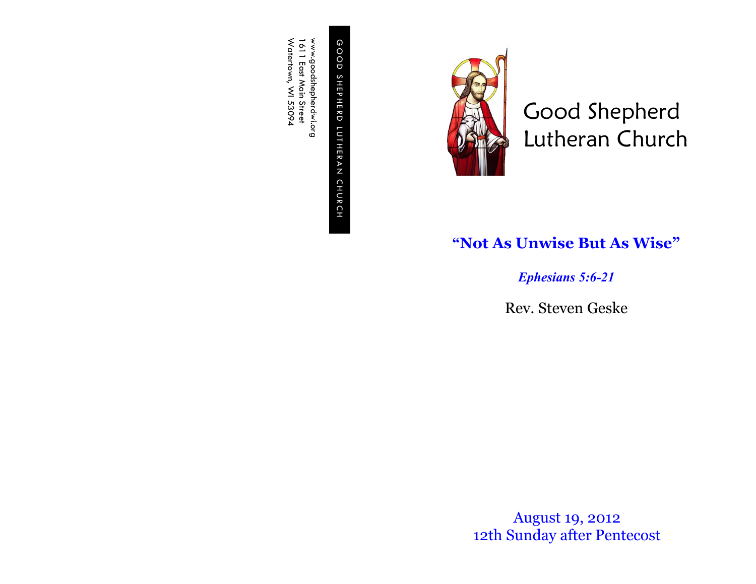GOOD SHEPHERD LUTHERAN CHURCH

www.goodshepherdwi.org
1611 East Main Street
Watertown, WI 53094

# Good Shepherd Lutheran Church

## **“Not As Unwise But As Wise”**

***Ephesians 5:6-21***

Rev. Steven Geske

August 19, 2012
12th Sunday after Pentecost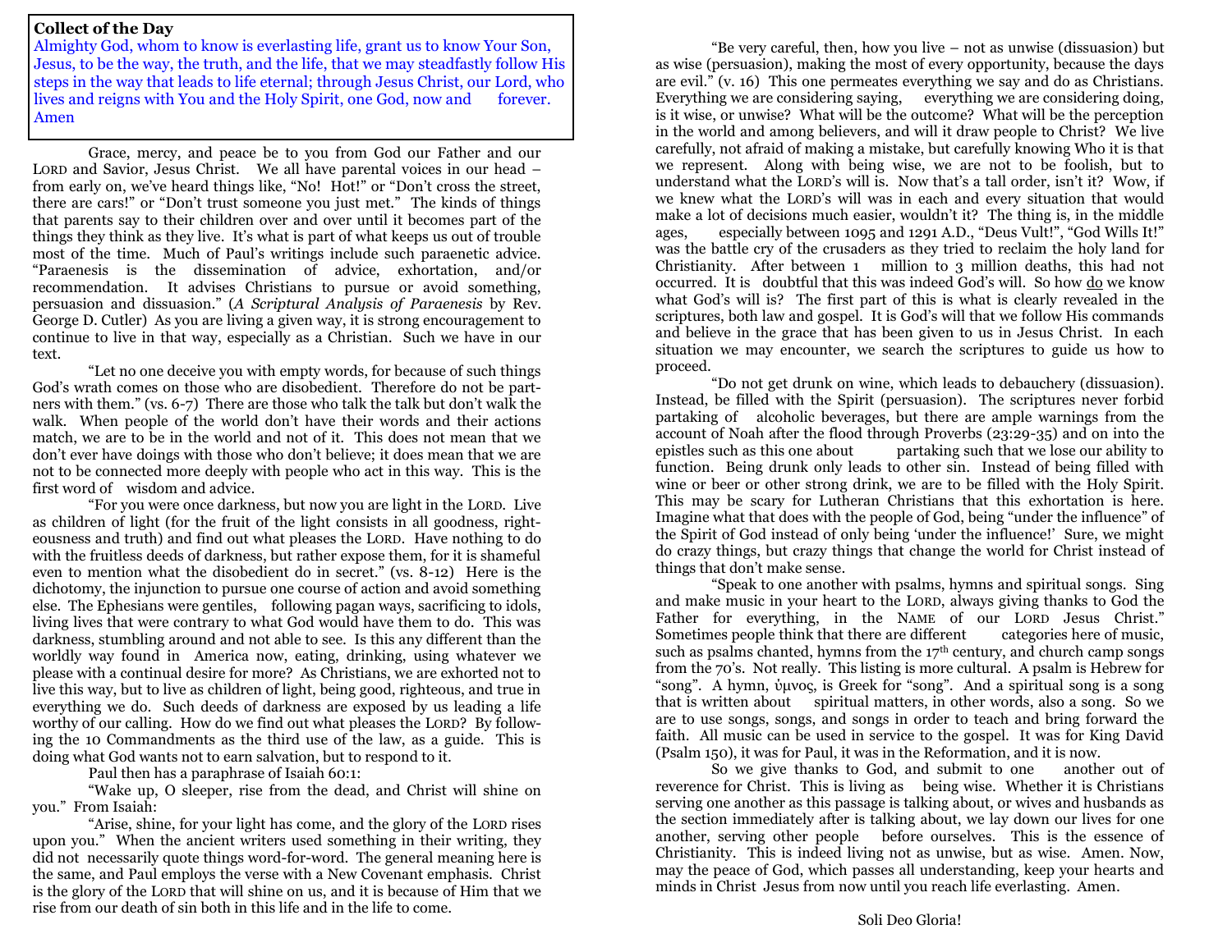**Collect of the Day**

Almighty God, whom to know is everlasting life, grant us to know Your Son, Jesus, to be the way, the truth, and the life, that we may steadfastly follow His steps in the way that leads to life eternal; through Jesus Christ, our Lord, who lives and reigns with You and the Holy Spirit, one God, now and forever. Amen

Grace, mercy, and peace be to you from God our Father and our LORD and Savior, Jesus Christ. We all have parental voices in our head – from early on, we've heard things like, "No! Hot!" or "Don't cross the street, there are cars!" or "Don't trust someone you just met." The kinds of things that parents say to their children over and over until it becomes part of the things they think as they live. It's what is part of what keeps us out of trouble most of the time. Much of Paul's writings include such paraenetic advice. "Paraenesis is the dissemination of advice, exhortation, and/or recommendation. It advises Christians to pursue or avoid something, persuasion and dissuasion." (*A Scriptural Analysis of Paraenesis* by Rev. George D. Cutler) As you are living a given way, it is strong encouragement to continue to live in that way, especially as a Christian. Such we have in our text.

"Let no one deceive you with empty words, for because of such things God's wrath comes on those who are disobedient. Therefore do not be partners with them." (vs. 6-7) There are those who talk the talk but don't walk the walk. When people of the world don't have their words and their actions match, we are to be in the world and not of it. This does not mean that we don't ever have doings with those who don't believe; it does mean that we are not to be connected more deeply with people who act in this way. This is the first word of wisdom and advice.

"For you were once darkness, but now you are light in the LORD. Live as children of light (for the fruit of the light consists in all goodness, righteousness and truth) and find out what pleases the LORD. Have nothing to do with the fruitless deeds of darkness, but rather expose them, for it is shameful even to mention what the disobedient do in secret." (vs. 8-12) Here is the dichotomy, the injunction to pursue one course of action and avoid something else. The Ephesians were gentiles, following pagan ways, sacrificing to idols, living lives that were contrary to what God would have them to do. This was darkness, stumbling around and not able to see. Is this any different than the worldly way found in America now, eating, drinking, using whatever we please with a continual desire for more? As Christians, we are exhorted not to live this way, but to live as children of light, being good, righteous, and true in everything we do. Such deeds of darkness are exposed by us leading a life worthy of our calling. How do we find out what pleases the LORD? By following the 10 Commandments as the third use of the law, as a guide. This is doing what God wants not to earn salvation, but to respond to it.

Paul then has a paraphrase of Isaiah 60:1:

"Wake up, O sleeper, rise from the dead, and Christ will shine on you." From Isaiah:

"Arise, shine, for your light has come, and the glory of the LORD rises upon you." When the ancient writers used something in their writing, they did not necessarily quote things word-for-word. The general meaning here is the same, and Paul employs the verse with a New Covenant emphasis. Christ is the glory of the LORD that will shine on us, and it is because of Him that we rise from our death of sin both in this life and in the life to come.

"Be very careful, then, how you live – not as unwise (dissuasion) but as wise (persuasion), making the most of every opportunity, because the days are evil." (v. 16) This one permeates everything we say and do as Christians. Everything we are considering saying, everything we are considering doing, is it wise, or unwise? What will be the outcome? What will be the perception in the world and among believers, and will it draw people to Christ? We live carefully, not afraid of making a mistake, but carefully knowing Who it is that we represent. Along with being wise, we are not to be foolish, but to understand what the LORD's will is. Now that's a tall order, isn't it? Wow, if we knew what the LORD's will was in each and every situation that would make a lot of decisions much easier, wouldn't it? The thing is, in the middle ages, especially between 1095 and 1291 A.D., "Deus Vult!", "God Wills It!" was the battle cry of the crusaders as they tried to reclaim the holy land for Christianity. After between 1 million to 3 million deaths, this had not occurred. It is doubtful that this was indeed God's will. So how do we know what God's will is? The first part of this is what is clearly revealed in the scriptures, both law and gospel. It is God's will that we follow His commands and believe in the grace that has been given to us in Jesus Christ. In each situation we may encounter, we search the scriptures to guide us how to proceed.

"Do not get drunk on wine, which leads to debauchery (dissuasion). Instead, be filled with the Spirit (persuasion). The scriptures never forbid partaking of alcoholic beverages, but there are ample warnings from the account of Noah after the flood through Proverbs (23:29-35) and on into the epistles such as this one about partaking such that we lose our ability to function. Being drunk only leads to other sin. Instead of being filled with wine or beer or other strong drink, we are to be filled with the Holy Spirit. This may be scary for Lutheran Christians that this exhortation is here. Imagine what that does with the people of God, being "under the influence" of the Spirit of God instead of only being 'under the influence!' Sure, we might do crazy things, but crazy things that change the world for Christ instead of things that don't make sense.

"Speak to one another with psalms, hymns and spiritual songs. Sing and make music in your heart to the LORD, always giving thanks to God the Father for everything, in the NAME of our LORD Jesus Christ." Sometimes people think that there are different categories here of music, such as psalms chanted, hymns from the 17th century, and church camp songs from the 70's. Not really. This listing is more cultural. A psalm is Hebrew for "song". A hymn, ὑμνος, is Greek for "song". And a spiritual song is a song that is written about spiritual matters, in other words, also a song. So we are to use songs, songs, and songs in order to teach and bring forward the faith. All music can be used in service to the gospel. It was for King David (Psalm 150), it was for Paul, it was in the Reformation, and it is now.

So we give thanks to God, and submit to one another out of reverence for Christ. This is living as being wise. Whether it is Christians serving one another as this passage is talking about, or wives and husbands as the section immediately after is talking about, we lay down our lives for one another, serving other people before ourselves. This is the essence of Christianity. This is indeed living not as unwise, but as wise. Amen. Now, may the peace of God, which passes all understanding, keep your hearts and minds in Christ Jesus from now until you reach life everlasting. Amen.

Soli Deo Gloria!